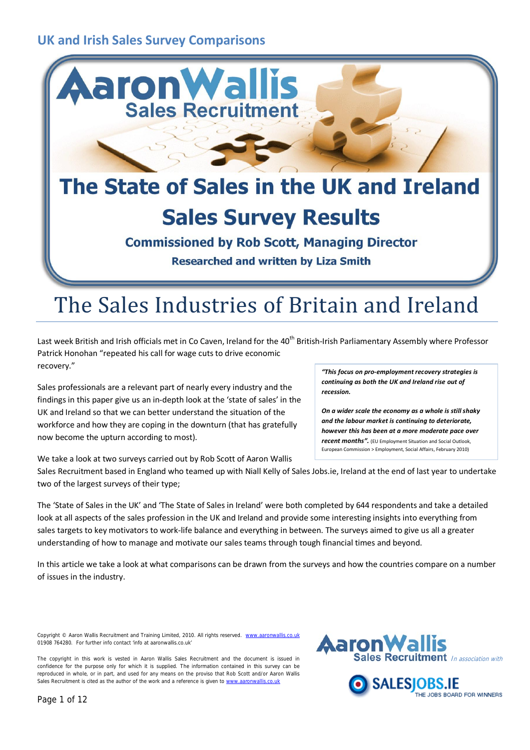# UK and Irish Sales Survey Comparisons

**AaronWallis Sales Recruitment**

## The State of Sales in the UK and Ireland Sales Survey Results

**Commissioned by Rob Scott, Managing Director**

**Researched and written by Liza Smith**

# The Sales Industries of Britain and Ireland

Last week British and Irish officials met in Co Caven, Ireland for the 40th British-Irish Parliamentary Assembly where Professor Patrick Honohan "repeated his call for wage cuts to drive economic recovery."

Sales professionals are a relevant part of nearly every industry and the findings in this paper give us an in-depth look at the 'state of sales' in the UK and Ireland so that we can better understand the situation of the workforce and how they are coping in the downturn (that has gratefully now become the upturn according to most).

> ***"This focus on pro-employment recovery strategies is continuing as both the UK and Ireland rise out of recession.***
>
> ***On a wider scale the economy as a whole is still shaky and the labour market is continuing to deteriorate, however this has been at a more moderate pace over recent months".*** (EU Employment Situation and Social Outlook, European Commission > Employment, Social Affairs, February 2010)

We take a look at two surveys carried out by Rob Scott of Aaron Wallis Sales Recruitment based in England who teamed up with Niall Kelly of Sales Jobs.ie, Ireland at the end of last year to undertake two of the largest surveys of their type;

The 'State of Sales in the UK' and 'The State of Sales in Ireland' were both completed by 644 respondents and take a detailed look at all aspects of the sales profession in the UK and Ireland and provide some interesting insights into everything from sales targets to key motivators to work-life balance and everything in between. The surveys aimed to give us all a greater understanding of how to manage and motivate our sales teams through tough financial times and beyond.

In this article we take a look at what comparisons can be drawn from the surveys and how the countries compare on a number of issues in the industry.

Copyright © Aaron Wallis Recruitment and Training Limited, 2010. All rights reserved. www.aaronwallis.co.uk 01908 764280. For further info contact 'info at aaronwallis.co.uk'

The copyright in this work is vested in Aaron Wallis Sales Recruitment and the document is issued in confidence for the purpose only for which it is supplied. The information contained in this survey can be reproduced in whole, or in part, and used for any means on the proviso that Rob Scott and/or Aaron Wallis Sales Recruitment is cited as the author of the work and a reference is given to www.aaronwallis.co.uk

AaronWallis Sales Recruitment *In association with* SALESJOBS.IE THE JOBS BOARD FOR WINNERS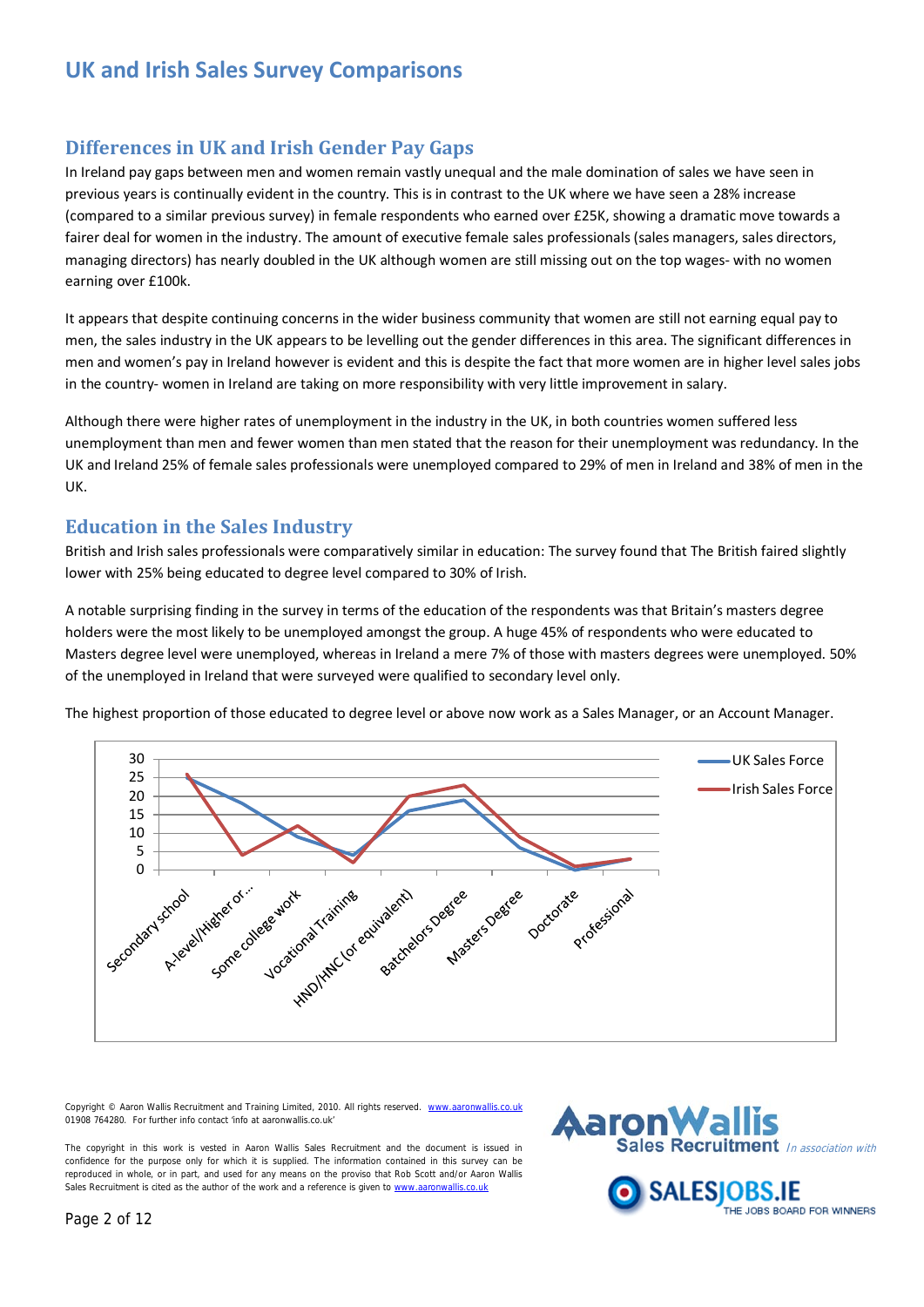# UK and Irish Sales Survey Comparisons

## Differences in UK and Irish Gender Pay Gaps

In Ireland pay gaps between men and women remain vastly unequal and the male domination of sales we have seen in previous years is continually evident in the country. This is in contrast to the UK where we have seen a 28% increase (compared to a similar previous survey) in female respondents who earned over £25K, showing a dramatic move towards a fairer deal for women in the industry. The amount of executive female sales professionals (sales managers, sales directors, managing directors) has nearly doubled in the UK although women are still missing out on the top wages- with no women earning over £100k.

It appears that despite continuing concerns in the wider business community that women are still not earning equal pay to men, the sales industry in the UK appears to be levelling out the gender differences in this area. The significant differences in men and women's pay in Ireland however is evident and this is despite the fact that more women are in higher level sales jobs in the country- women in Ireland are taking on more responsibility with very little improvement in salary.

Although there were higher rates of unemployment in the industry in the UK, in both countries women suffered less unemployment than men and fewer women than men stated that the reason for their unemployment was redundancy. In the UK and Ireland 25% of female sales professionals were unemployed compared to 29% of men in Ireland and 38% of men in the UK.

## Education in the Sales Industry

British and Irish sales professionals were comparatively similar in education: The survey found that The British faired slightly lower with 25% being educated to degree level compared to 30% of Irish.

A notable surprising finding in the survey in terms of the education of the respondents was that Britain's masters degree holders were the most likely to be unemployed amongst the group. A huge 45% of respondents who were educated to Masters degree level were unemployed, whereas in Ireland a mere 7% of those with masters degrees were unemployed. 50% of the unemployed in Ireland that were surveyed were qualified to secondary level only.

The highest proportion of those educated to degree level or above now work as a Sales Manager, or an Account Manager.

| | UK Sales Force | Irish Sales Force |
|---|---|---|
| Secondary school | 25 | 26 |
| A-level/Higher or ... | 18 | 4 |
| Some college work | 9 | 12 |
| Vocational Training | 4 | 2 |
| HND/HNC (or equivalent) | 16 | 20 |
| Batchelors Degree | 19 | 23 |
| Masters Degree | 6 | 9 |
| Doctorate | 0 | 1 |
| Professional | 3 | 3 |

Copyright © Aaron Wallis Recruitment and Training Limited, 2010. All rights reserved. www.aaronwallis.co.uk 01908 764280. For further info contact 'info at aaronwallis.co.uk'

The copyright in this work is vested in Aaron Wallis Sales Recruitment and the document is issued in confidence for the purpose only for which it is supplied. The information contained in this survey can be reproduced in whole, or in part, and used for any means on the proviso that Rob Scott and/or Aaron Wallis Sales Recruitment is cited as the author of the work and a reference is given to www.aaronwallis.co.uk

Aaron Wallis Sales Recruitment *In association with* SALESJOBS.IE THE JOBS BOARD FOR WINNERS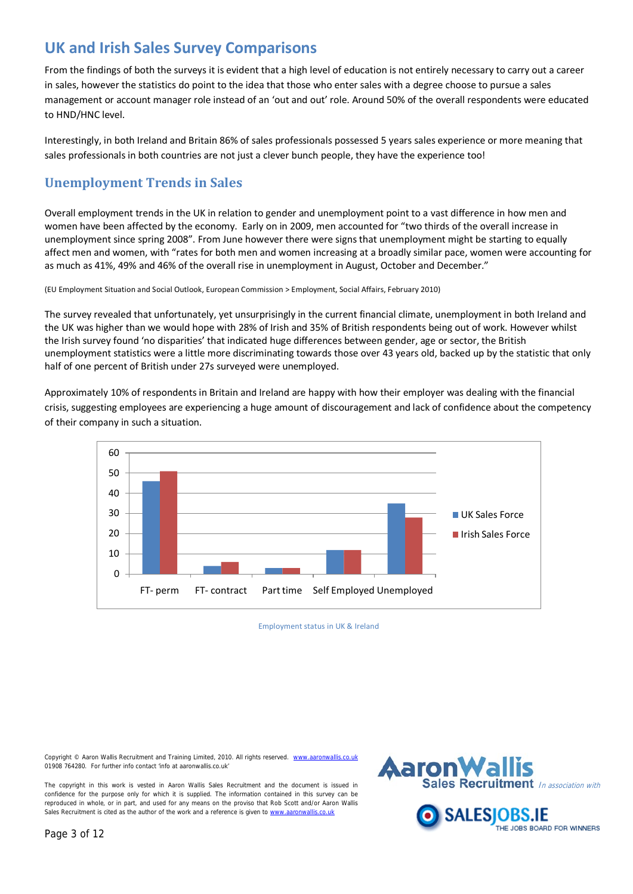## UK and Irish Sales Survey Comparisons

From the findings of both the surveys it is evident that a high level of education is not entirely necessary to carry out a career in sales, however the statistics do point to the idea that those who enter sales with a degree choose to pursue a sales management or account manager role instead of an 'out and out' role. Around 50% of the overall respondents were educated to HND/HNC level.

Interestingly, in both Ireland and Britain 86% of sales professionals possessed 5 years sales experience or more meaning that sales professionals in both countries are not just a clever bunch people, they have the experience too!

## Unemployment Trends in Sales

Overall employment trends in the UK in relation to gender and unemployment point to a vast difference in how men and women have been affected by the economy. Early on in 2009, men accounted for "two thirds of the overall increase in unemployment since spring 2008". From June however there were signs that unemployment might be starting to equally affect men and women, with "rates for both men and women increasing at a broadly similar pace, women were accounting for as much as 41%, 49% and 46% of the overall rise in unemployment in August, October and December."

(EU Employment Situation and Social Outlook, European Commission > Employment, Social Affairs, February 2010)

The survey revealed that unfortunately, yet unsurprisingly in the current financial climate, unemployment in both Ireland and the UK was higher than we would hope with 28% of Irish and 35% of British respondents being out of work. However whilst the Irish survey found 'no disparities' that indicated huge differences between gender, age or sector, the British unemployment statistics were a little more discriminating towards those over 43 years old, backed up by the statistic that only half of one percent of British under 27s surveyed were unemployed.

Approximately 10% of respondents in Britain and Ireland are happy with how their employer was dealing with the financial crisis, suggesting employees are experiencing a huge amount of discouragement and lack of confidence about the competency of their company in such a situation.

| | UK Sales Force | Irish Sales Force |
|---|---|---|
| FT- perm | 46 | 51 |
| FT- contract | 4 | 6 |
| Part time | 3 | 3 |
| Self Employed | 12 | 12 |
| Unemployed | 35 | 28 |

Employment status in UK & Ireland

Copyright © Aaron Wallis Recruitment and Training Limited, 2010. All rights reserved. www.aaronwallis.co.uk 01908 764280. For further info contact 'info at aaronwallis.co.uk'

The copyright in this work is vested in Aaron Wallis Sales Recruitment and the document is issued in confidence for the purpose only for which it is supplied. The information contained in this survey can be reproduced in whole, or in part, and used for any means on the proviso that Rob Scott and/or Aaron Wallis Sales Recruitment is cited as the author of the work and a reference is given to www.aaronwallis.co.uk

AaronWallis Sales Recruitment *In association with* SALESJOBS.IE THE JOBS BOARD FOR WINNERS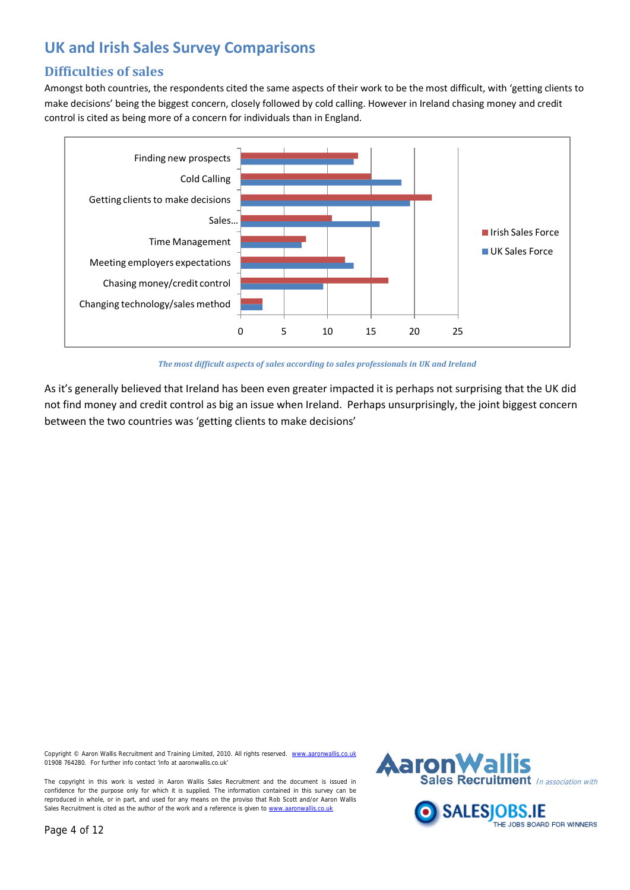# UK and Irish Sales Survey Comparisons

## Difficulties of sales

Amongst both countries, the respondents cited the same aspects of their work to be the most difficult, with 'getting clients to make decisions' being the biggest concern, closely followed by cold calling. However in Ireland chasing money and credit control is cited as being more of a concern for individuals than in England.

| | Irish Sales Force | UK Sales Force |
|---|---|---|
| Finding new prospects | 13.5 | 13 |
| Cold Calling | 15 | 18.5 |
| Getting clients to make decisions | 22 | 19.5 |
| Sales… | 10.5 | 16 |
| Time Management | 7.5 | 7 |
| Meeting employers expectations | 12 | 13 |
| Chasing money/credit control | 17 | 9.5 |
| Changing technology/sales method | 2.5 | 2.5 |

*The most difficult aspects of sales according to sales professionals in UK and Ireland*

As it's generally believed that Ireland has been even greater impacted it is perhaps not surprising that the UK did not find money and credit control as big an issue when Ireland. Perhaps unsurprisingly, the joint biggest concern between the two countries was 'getting clients to make decisions'

Copyright © Aaron Wallis Recruitment and Training Limited, 2010. All rights reserved. www.aaronwallis.co.uk
01908 764280. For further info contact 'info at aaronwallis.co.uk'

The copyright in this work is vested in Aaron Wallis Sales Recruitment and the document is issued in confidence for the purpose only for which it is supplied. The information contained in this survey can be reproduced in whole, or in part, and used for any means on the proviso that Rob Scott and/or Aaron Wallis Sales Recruitment is cited as the author of the work and a reference is given to www.aaronwallis.co.uk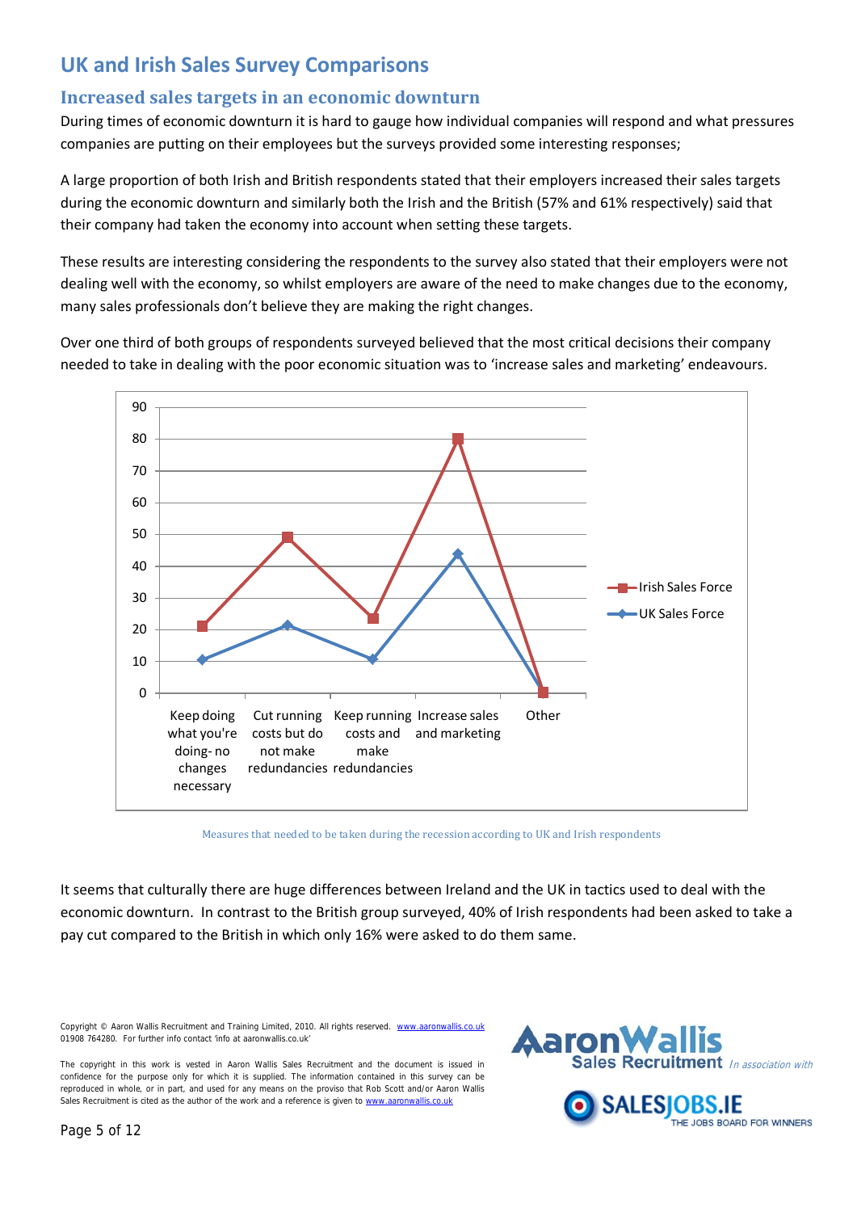# UK and Irish Sales Survey Comparisons

## Increased sales targets in an economic downturn

During times of economic downturn it is hard to gauge how individual companies will respond and what pressures companies are putting on their employees but the surveys provided some interesting responses;

A large proportion of both Irish and British respondents stated that their employers increased their sales targets during the economic downturn and similarly both the Irish and the British (57% and 61% respectively) said that their company had taken the economy into account when setting these targets.

These results are interesting considering the respondents to the survey also stated that their employers were not dealing well with the economy, so whilst employers are aware of the need to make changes due to the economy, many sales professionals don't believe they are making the right changes.

Over one third of both groups of respondents surveyed believed that the most critical decisions their company needed to take in dealing with the poor economic situation was to 'increase sales and marketing' endeavours.

Measures that needed to be taken during the recession according to UK and Irish respondents

It seems that culturally there are huge differences between Ireland and the UK in tactics used to deal with the economic downturn. In contrast to the British group surveyed, 40% of Irish respondents had been asked to take a pay cut compared to the British in which only 16% were asked to do them same.

Copyright © Aaron Wallis Recruitment and Training Limited, 2010. All rights reserved. www.aaronwallis.co.uk 01908 764280. For further info contact 'info at aaronwallis.co.uk'

The copyright in this work is vested in Aaron Wallis Sales Recruitment and the document is issued in confidence for the purpose only for which it is supplied. The information contained in this survey can be reproduced in whole, or in part, and used for any means on the proviso that Rob Scott and/or Aaron Wallis Sales Recruitment is cited as the author of the work and a reference is given to www.aaronwallis.co.uk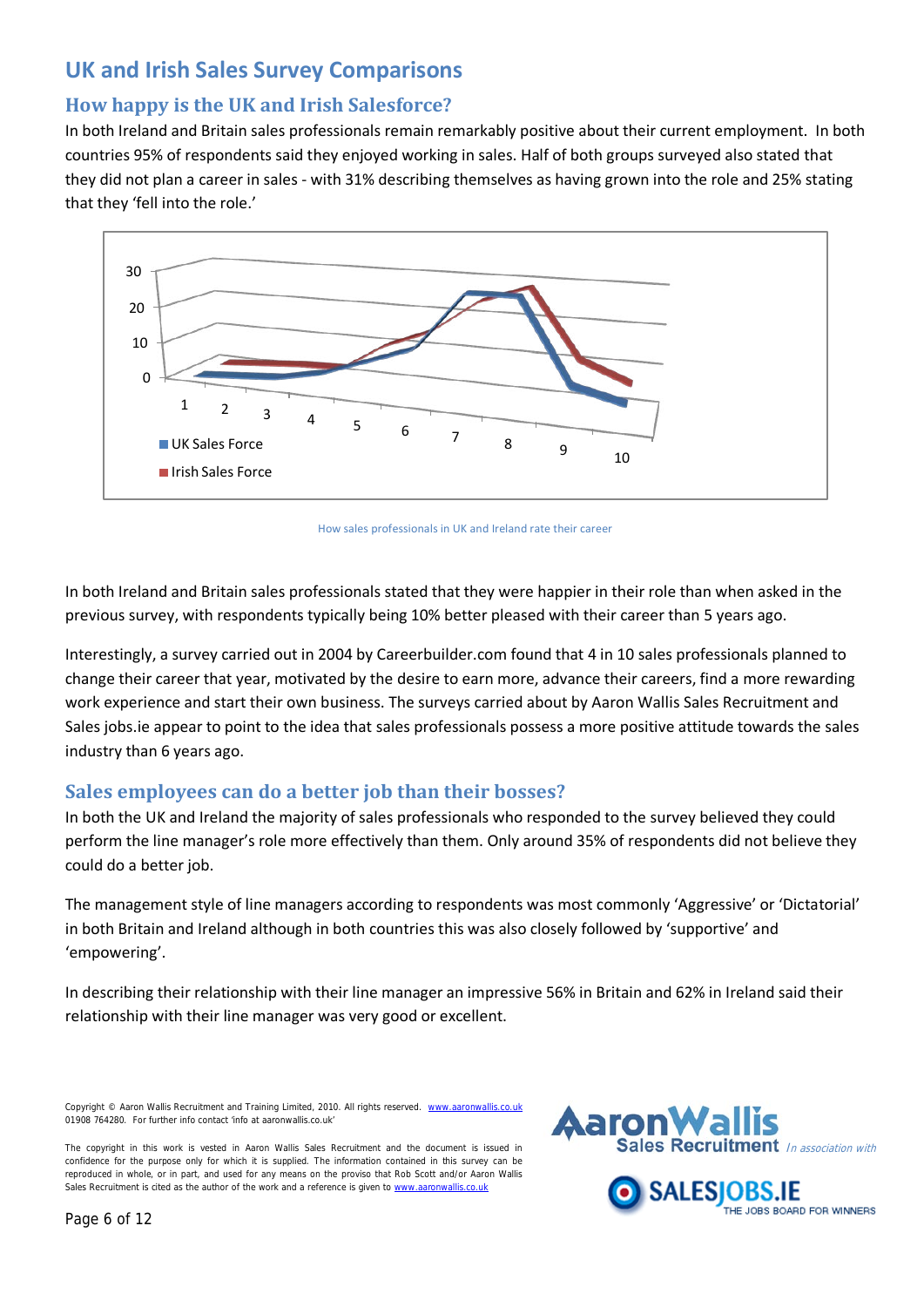# UK and Irish Sales Survey Comparisons

## How happy is the UK and Irish Salesforce?

In both Ireland and Britain sales professionals remain remarkably positive about their current employment. In both countries 95% of respondents said they enjoyed working in sales. Half of both groups surveyed also stated that they did not plan a career in sales - with 31% describing themselves as having grown into the role and 25% stating that they 'fell into the role.'

How sales professionals in UK and Ireland rate their career

In both Ireland and Britain sales professionals stated that they were happier in their role than when asked in the previous survey, with respondents typically being 10% better pleased with their career than 5 years ago.

Interestingly, a survey carried out in 2004 by Careerbuilder.com found that 4 in 10 sales professionals planned to change their career that year, motivated by the desire to earn more, advance their careers, find a more rewarding work experience and start their own business. The surveys carried about by Aaron Wallis Sales Recruitment and Sales jobs.ie appear to point to the idea that sales professionals possess a more positive attitude towards the sales industry than 6 years ago.

## Sales employees can do a better job than their bosses?

In both the UK and Ireland the majority of sales professionals who responded to the survey believed they could perform the line manager's role more effectively than them. Only around 35% of respondents did not believe they could do a better job.

The management style of line managers according to respondents was most commonly 'Aggressive' or 'Dictatorial' in both Britain and Ireland although in both countries this was also closely followed by 'supportive' and 'empowering'.

In describing their relationship with their line manager an impressive 56% in Britain and 62% in Ireland said their relationship with their line manager was very good or excellent.

Copyright © Aaron Wallis Recruitment and Training Limited, 2010. All rights reserved. www.aaronwallis.co.uk
01908 764280. For further info contact 'info at aaronwallis.co.uk'

The copyright in this work is vested in Aaron Wallis Sales Recruitment and the document is issued in confidence for the purpose only for which it is supplied. The information contained in this survey can be reproduced in whole, or in part, and used for any means on the proviso that Rob Scott and/or Aaron Wallis Sales Recruitment is cited as the author of the work and a reference is given to www.aaronwallis.co.uk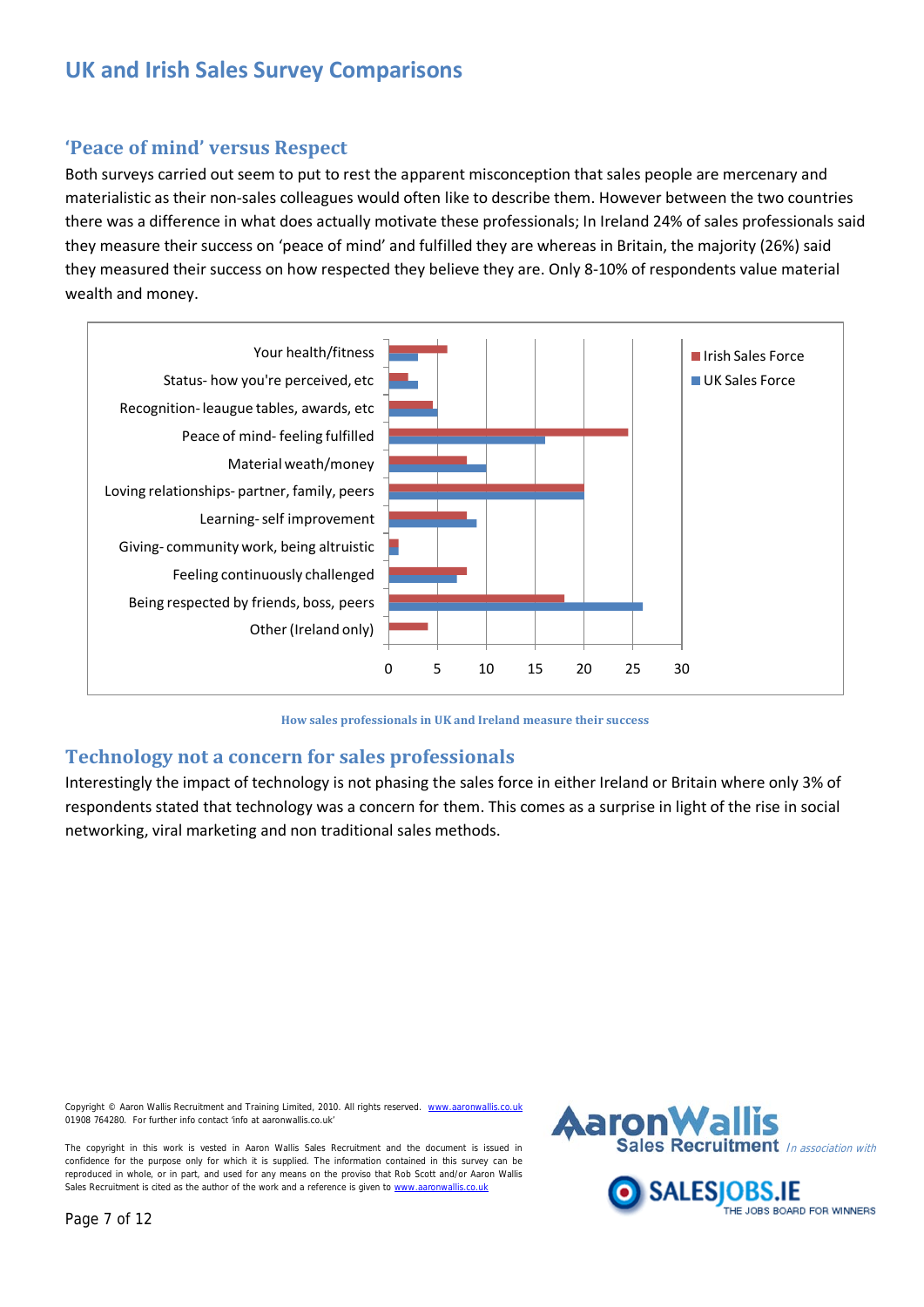# UK and Irish Sales Survey Comparisons

## 'Peace of mind' versus Respect

Both surveys carried out seem to put to rest the apparent misconception that sales people are mercenary and materialistic as their non-sales colleagues would often like to describe them. However between the two countries there was a difference in what does actually motivate these professionals; In Ireland 24% of sales professionals said they measure their success on 'peace of mind' and fulfilled they are whereas in Britain, the majority (26%) said they measured their success on how respected they believe they are. Only 8-10% of respondents value material wealth and money.

How sales professionals in UK and Ireland measure their success

## Technology not a concern for sales professionals

Interestingly the impact of technology is not phasing the sales force in either Ireland or Britain where only 3% of respondents stated that technology was a concern for them. This comes as a surprise in light of the rise in social networking, viral marketing and non traditional sales methods.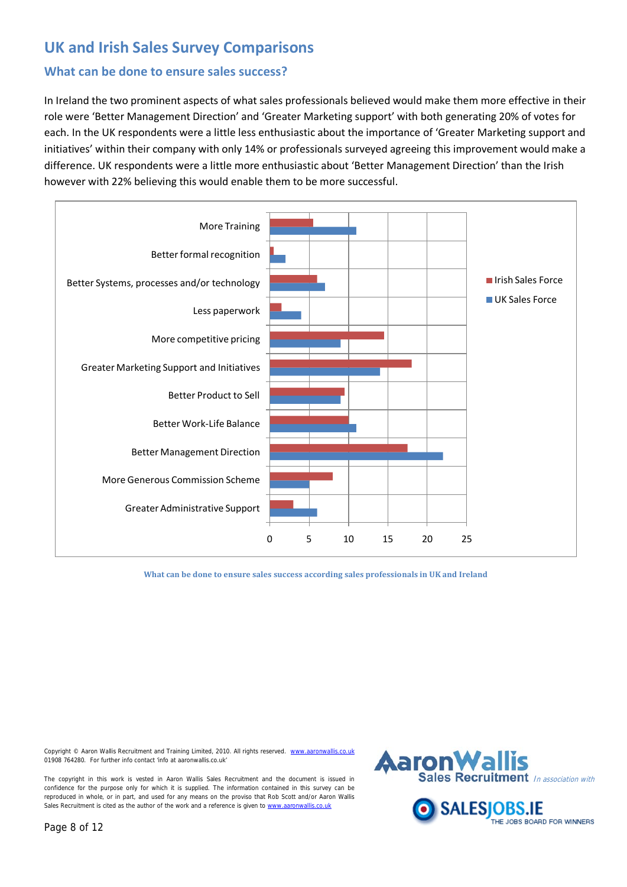# UK and Irish Sales Survey Comparisons

## What can be done to ensure sales success?

In Ireland the two prominent aspects of what sales professionals believed would make them more effective in their role were 'Better Management Direction' and 'Greater Marketing support' with both generating 20% of votes for each. In the UK respondents were a little less enthusiastic about the importance of 'Greater Marketing support and initiatives' within their company with only 14% or professionals surveyed agreeing this improvement would make a difference. UK respondents were a little more enthusiastic about 'Better Management Direction' than the Irish however with 22% believing this would enable them to be more successful.

| | Irish Sales Force | UK Sales Force |
|---|---|---|
| More Training | 5.5 | 11 |
| Better formal recognition | 0.5 | 2 |
| Better Systems, processes and/or technology | 6 | 7 |
| Less paperwork | 1.5 | 4 |
| More competitive pricing | 14.5 | 9 |
| Greater Marketing Support and Initiatives | 18 | 14 |
| Better Product to Sell | 9.5 | 9 |
| Better Work-Life Balance | 10 | 11 |
| Better Management Direction | 17.5 | 22 |
| More Generous Commission Scheme | 8 | 5 |
| Greater Administrative Support | 3 | 6 |

What can be done to ensure sales success according sales professionals in UK and Ireland

Copyright © Aaron Wallis Recruitment and Training Limited, 2010. All rights reserved. www.aaronwallis.co.uk
01908 764280. For further info contact 'info at aaronwallis.co.uk'

The copyright in this work is vested in Aaron Wallis Sales Recruitment and the document is issued in confidence for the purpose only for which it is supplied. The information contained in this survey can be reproduced in whole, or in part, and used for any means on the proviso that Rob Scott and/or Aaron Wallis Sales Recruitment is cited as the author of the work and a reference is given to www.aaronwallis.co.uk

Aaron Wallis Sales Recruitment *In association with* SALESJOBS.IE THE JOBS BOARD FOR WINNERS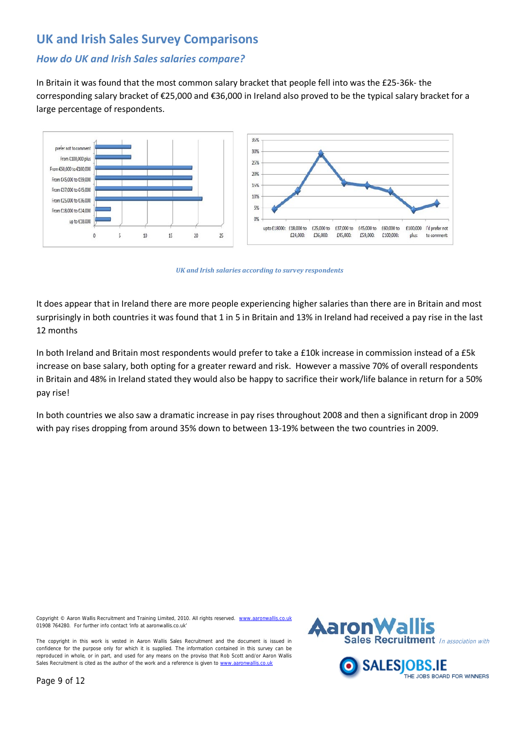## UK and Irish Sales Survey Comparisons

### *How do UK and Irish Sales salaries compare?*

In Britain it was found that the most common salary bracket that people fell into was the £25-36k- the corresponding salary bracket of €25,000 and €36,000 in Ireland also proved to be the typical salary bracket for a large percentage of respondents.

*UK and Irish salaries according to survey respondents*

It does appear that in Ireland there are more people experiencing higher salaries than there are in Britain and most surprisingly in both countries it was found that 1 in 5 in Britain and 13% in Ireland had received a pay rise in the last 12 months

In both Ireland and Britain most respondents would prefer to take a £10k increase in commission instead of a £5k increase on base salary, both opting for a greater reward and risk. However a massive 70% of overall respondents in Britain and 48% in Ireland stated they would also be happy to sacrifice their work/life balance in return for a 50% pay rise!

In both countries we also saw a dramatic increase in pay rises throughout 2008 and then a significant drop in 2009 with pay rises dropping from around 35% down to between 13-19% between the two countries in 2009.

Copyright © Aaron Wallis Recruitment and Training Limited, 2010. All rights reserved. www.aaronwallis.co.uk
01908 764280. For further info contact 'info at aaronwallis.co.uk'

The copyright in this work is vested in Aaron Wallis Sales Recruitment and the document is issued in confidence for the purpose only for which it is supplied. The information contained in this survey can be reproduced in whole, or in part, and used for any means on the proviso that Rob Scott and/or Aaron Wallis Sales Recruitment is cited as the author of the work and a reference is given to www.aaronwallis.co.uk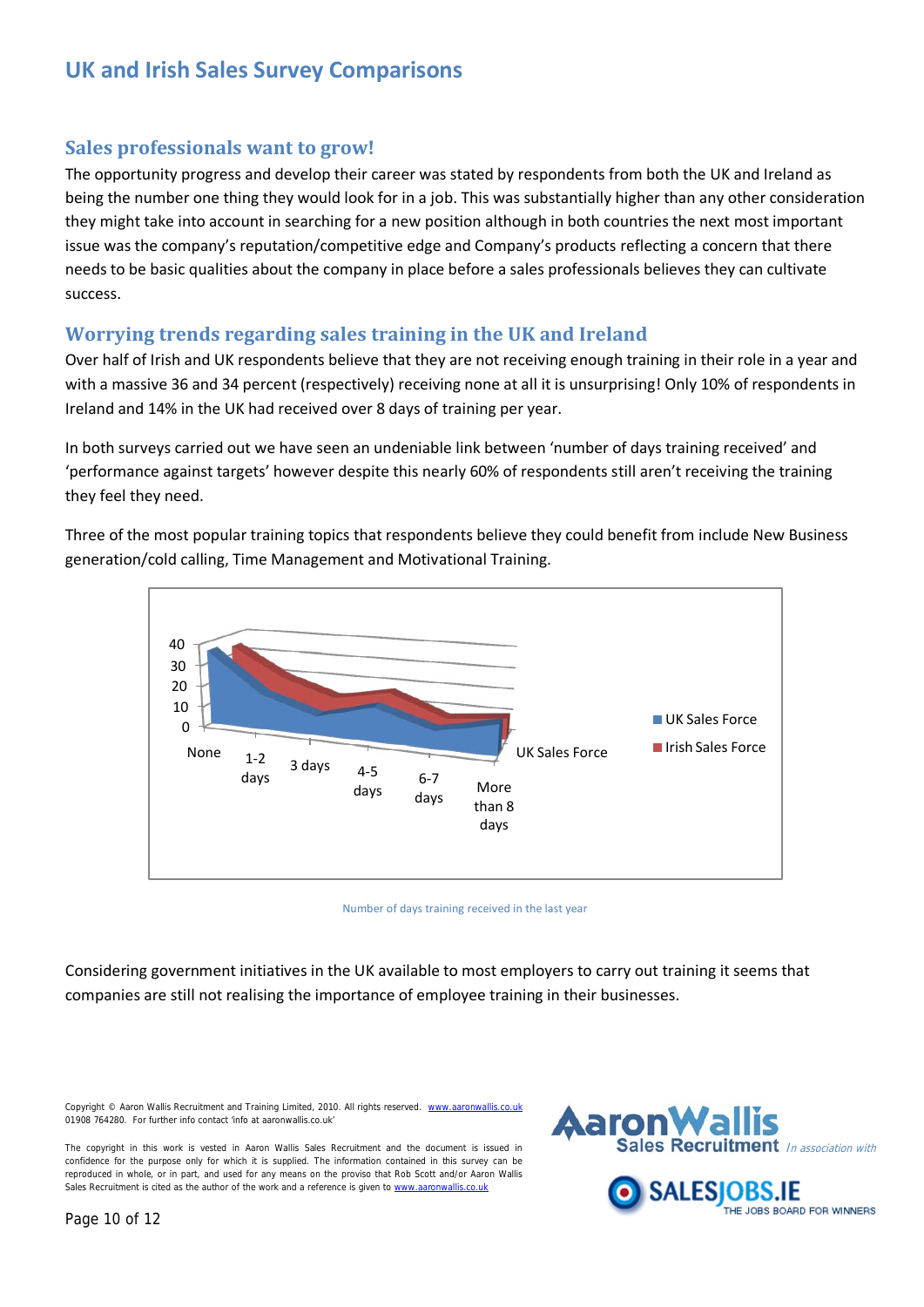## UK and Irish Sales Survey Comparisons

### Sales professionals want to grow!

The opportunity progress and develop their career was stated by respondents from both the UK and Ireland as being the number one thing they would look for in a job. This was substantially higher than any other consideration they might take into account in searching for a new position although in both countries the next most important issue was the company's reputation/competitive edge and Company's products reflecting a concern that there needs to be basic qualities about the company in place before a sales professionals believes they can cultivate success.

### Worrying trends regarding sales training in the UK and Ireland

Over half of Irish and UK respondents believe that they are not receiving enough training in their role in a year and with a massive 36 and 34 percent (respectively) receiving none at all it is unsurprising! Only 10% of respondents in Ireland and 14% in the UK had received over 8 days of training per year.

In both surveys carried out we have seen an undeniable link between 'number of days training received' and 'performance against targets' however despite this nearly 60% of respondents still aren't receiving the training they feel they need.

Three of the most popular training topics that respondents believe they could benefit from include New Business generation/cold calling, Time Management and Motivational Training.

Number of days training received in the last year

Considering government initiatives in the UK available to most employers to carry out training it seems that companies are still not realising the importance of employee training in their businesses.

Copyright © Aaron Wallis Recruitment and Training Limited, 2010. All rights reserved. www.aaronwallis.co.uk
01908 764280. For further info contact 'info at aaronwallis.co.uk'

The copyright in this work is vested in Aaron Wallis Sales Recruitment and the document is issued in confidence for the purpose only for which it is supplied. The information contained in this survey can be reproduced in whole, or in part, and used for any means on the proviso that Rob Scott and/or Aaron Wallis Sales Recruitment is cited as the author of the work and a reference is given to www.aaronwallis.co.uk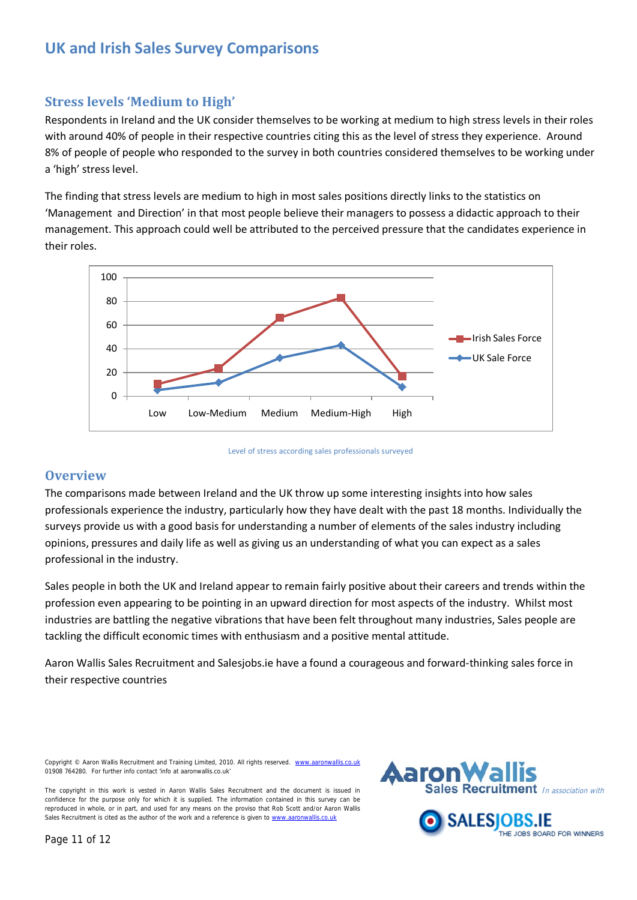# UK and Irish Sales Survey Comparisons

## Stress levels 'Medium to High'

Respondents in Ireland and the UK consider themselves to be working at medium to high stress levels in their roles with around 40% of people in their respective countries citing this as the level of stress they experience. Around 8% of people of people who responded to the survey in both countries considered themselves to be working under a 'high' stress level.

The finding that stress levels are medium to high in most sales positions directly links to the statistics on 'Management and Direction' in that most people believe their managers to possess a didactic approach to their management. This approach could well be attributed to the perceived pressure that the candidates experience in their roles.

Level of stress according sales professionals surveyed

## Overview

The comparisons made between Ireland and the UK throw up some interesting insights into how sales professionals experience the industry, particularly how they have dealt with the past 18 months. Individually the surveys provide us with a good basis for understanding a number of elements of the sales industry including opinions, pressures and daily life as well as giving us an understanding of what you can expect as a sales professional in the industry.

Sales people in both the UK and Ireland appear to remain fairly positive about their careers and trends within the profession even appearing to be pointing in an upward direction for most aspects of the industry. Whilst most industries are battling the negative vibrations that have been felt throughout many industries, Sales people are tackling the difficult economic times with enthusiasm and a positive mental attitude.

Aaron Wallis Sales Recruitment and Salesjobs.ie have a found a courageous and forward-thinking sales force in their respective countries

Copyright © Aaron Wallis Recruitment and Training Limited, 2010. All rights reserved. www.aaronwallis.co.uk 01908 764280. For further info contact 'info at aaronwallis.co.uk'

The copyright in this work is vested in Aaron Wallis Sales Recruitment and the document is issued in confidence for the purpose only for which it is supplied. The information contained in this survey can be reproduced in whole, or in part, and used for any means on the proviso that Rob Scott and/or Aaron Wallis Sales Recruitment is cited as the author of the work and a reference is given to www.aaronwallis.co.uk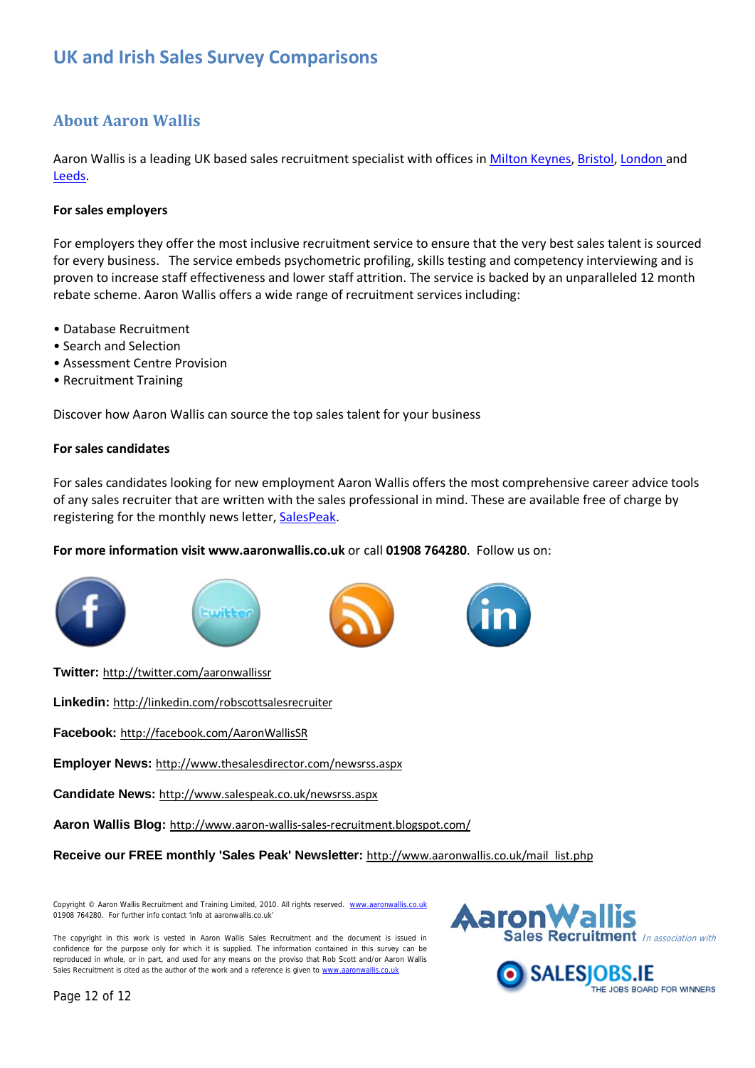## About Aaron Wallis

Aaron Wallis is a leading UK based sales recruitment specialist with offices in Milton Keynes, Bristol, London and Leeds.

**For sales employers**

For employers they offer the most inclusive recruitment service to ensure that the very best sales talent is sourced for every business. The service embeds psychometric profiling, skills testing and competency interviewing and is proven to increase staff effectiveness and lower staff attrition. The service is backed by an unparalleled 12 month rebate scheme. Aaron Wallis offers a wide range of recruitment services including:

- Database Recruitment
- Search and Selection
- Assessment Centre Provision
- Recruitment Training

Discover how Aaron Wallis can source the top sales talent for your business

**For sales candidates**

For sales candidates looking for new employment Aaron Wallis offers the most comprehensive career advice tools of any sales recruiter that are written with the sales professional in mind. These are available free of charge by registering for the monthly news letter, SalesPeak.

**For more information visit www.aaronwallis.co.uk** or call **01908 764280**. Follow us on:

**Twitter:** http://twitter.com/aaronwallissr

**Linkedin:** http://linkedin.com/robscottsalesrecruiter

**Facebook:** http://facebook.com/AaronWallisSR

**Employer News:** http://www.thesalesdirector.com/newsrss.aspx

**Candidate News:** http://www.salespeak.co.uk/newsrss.aspx

**Aaron Wallis Blog:** http://www.aaron-wallis-sales-recruitment.blogspot.com/

**Receive our FREE monthly 'Sales Peak' Newsletter:** http://www.aaronwallis.co.uk/mail_list.php

Copyright © Aaron Wallis Recruitment and Training Limited, 2010. All rights reserved. www.aaronwallis.co.uk 01908 764280. For further info contact 'info at aaronwallis.co.uk'

The copyright in this work is vested in Aaron Wallis Sales Recruitment and the document is issued in confidence for the purpose only for which it is supplied. The information contained in this survey can be reproduced in whole, or in part, and used for any means on the proviso that Rob Scott and/or Aaron Wallis Sales Recruitment is cited as the author of the work and a reference is given to www.aaronwallis.co.uk

AaronWallis Sales Recruitment *In association with*

SALESJOBS.IE THE JOBS BOARD FOR WINNERS